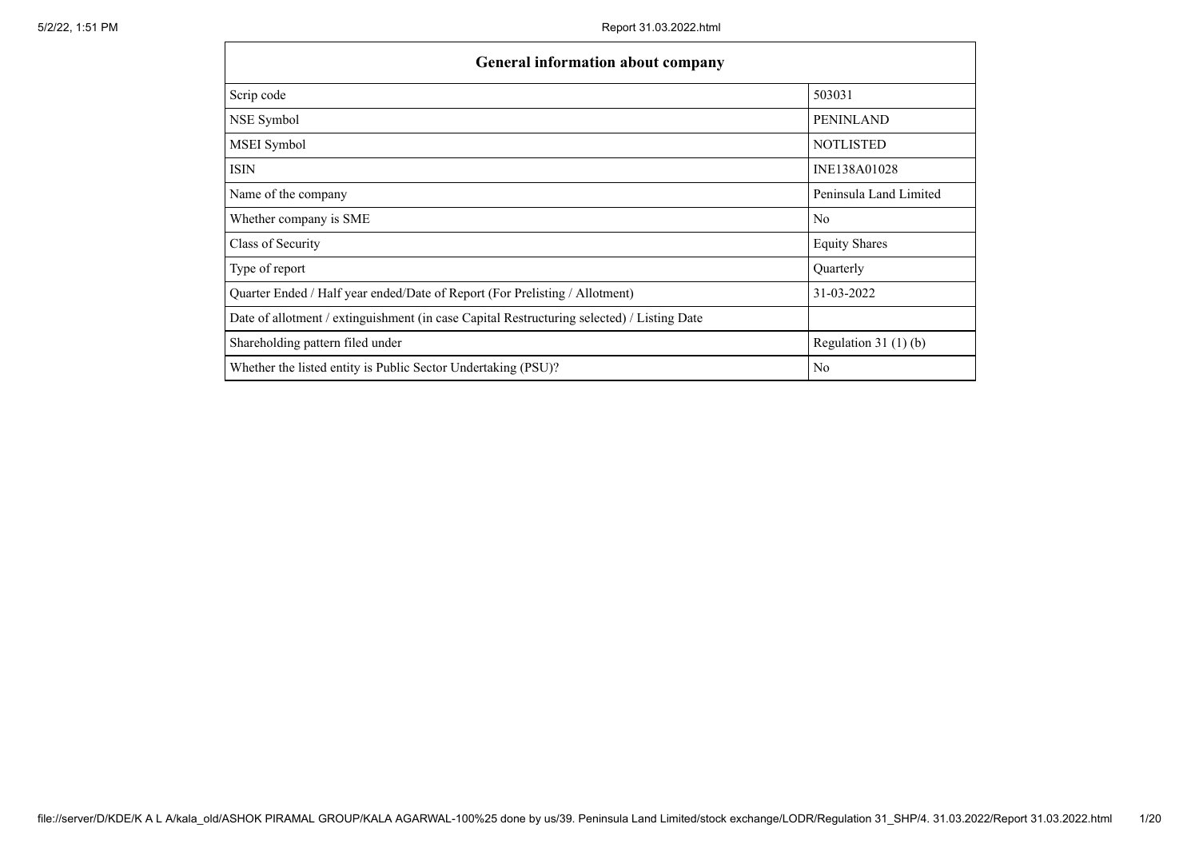| General information about company | |
|---|---|
| Scrip code | 503031 |
| NSE Symbol | PENINLAND |
| MSEI Symbol | NOTLISTED |
| ISIN | INE138A01028 |
| Name of the company | Peninsula Land Limited |
| Whether company is SME | No |
| Class of Security | Equity Shares |
| Type of report | Quarterly |
| Quarter Ended / Half year ended/Date of Report (For Prelisting / Allotment) | 31-03-2022 |
| Date of allotment / extinguishment (in case Capital Restructuring selected) / Listing Date | |
| Shareholding pattern filed under | Regulation 31 (1) (b) |
| Whether the listed entity is Public Sector Undertaking (PSU)? | No |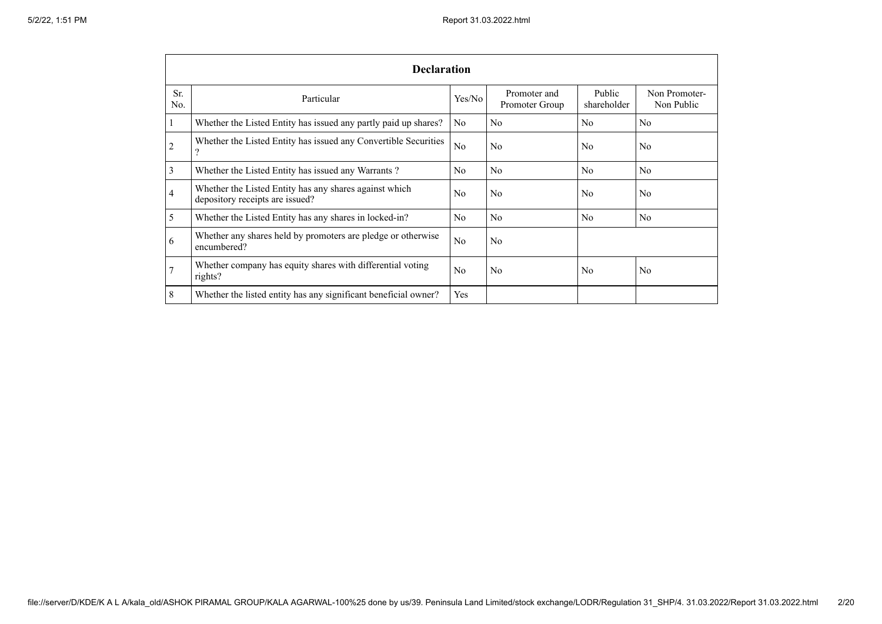| Declaration | | | | | |
|---|---|---|---|---|---|
| Sr. No. | Particular | Yes/No | Promoter and Promoter Group | Public shareholder | Non Promoter- Non Public |
| 1 | Whether the Listed Entity has issued any partly paid up shares? | No | No | No | No |
| 2 | Whether the Listed Entity has issued any Convertible Securities ? | No | No | No | No |
| 3 | Whether the Listed Entity has issued any Warrants ? | No | No | No | No |
| 4 | Whether the Listed Entity has any shares against which depository receipts are issued? | No | No | No | No |
| 5 | Whether the Listed Entity has any shares in locked-in? | No | No | No | No |
| 6 | Whether any shares held by promoters are pledge or otherwise encumbered? | No | No | | |
| 7 | Whether company has equity shares with differential voting rights? | No | No | No | No |
| 8 | Whether the listed entity has any significant beneficial owner? | Yes | | | |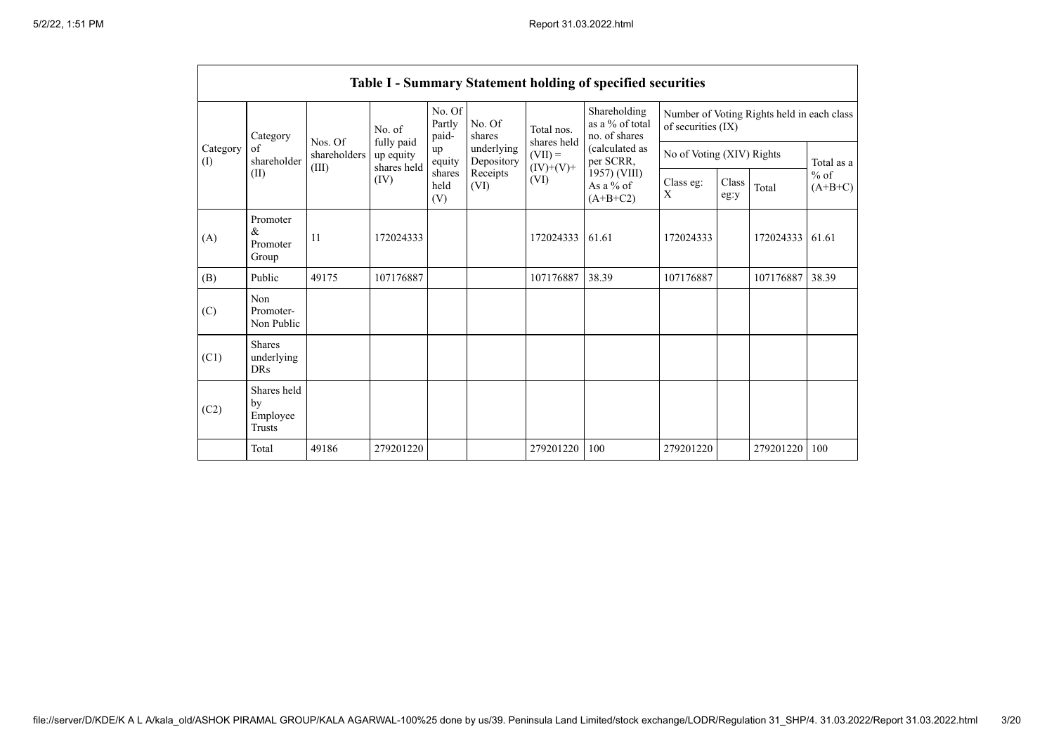## Table I - Summary Statement holding of specified securities

| Category (I) | Category of shareholder (II) | Nos. Of shareholders (III) | No. of fully paid up equity shares held (IV) | No. Of Partly paid-up equity shares held (V) | No. Of shares underlying Depository Receipts (VI) | Total nos. shares held (VII) = (IV)+(V)+ (VI) | Shareholding as a % of total no. of shares (calculated as per SCRR, 1957) (VIII) As a % of (A+B+C2) | Number of Voting Rights held in each class of securities (IX) | | | |
|---|---|---|---|---|---|---|---|---|---|---|---|
| | | | | | | | | No of Voting (XIV) Rights | | | Total as a % of (A+B+C) |
| | | | | | | | | Class eg: X | Class eg:y | Total | |
| (A) | Promoter & Promoter Group | 11 | 172024333 | | | 172024333 | 61.61 | 172024333 | | 172024333 | 61.61 |
| (B) | Public | 49175 | 107176887 | | | 107176887 | 38.39 | 107176887 | | 107176887 | 38.39 |
| (C) | Non Promoter- Non Public | | | | | | | | | | |
| (C1) | Shares underlying DRs | | | | | | | | | | |
| (C2) | Shares held by Employee Trusts | | | | | | | | | | |
| | Total | 49186 | 279201220 | | | 279201220 | 100 | 279201220 | | 279201220 | 100 |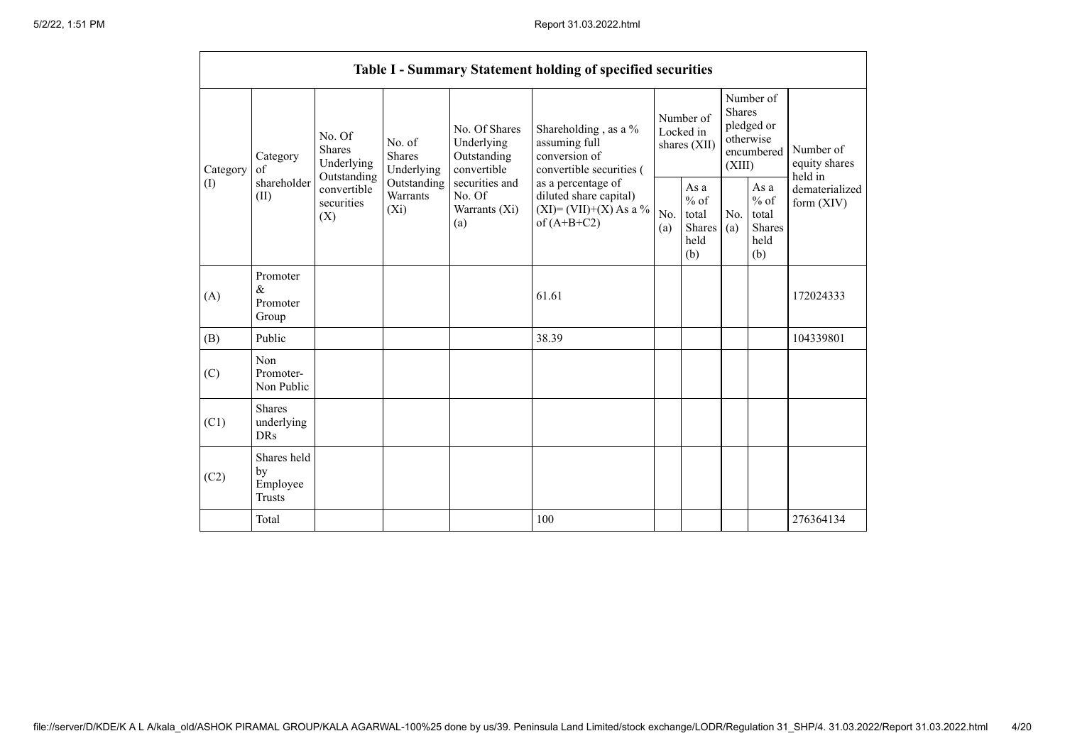| Table I - Summary Statement holding of specified securities | | | | | | | | | | | |
|---|---|---|---|---|---|---|---|---|---|---|---|
| Category (I) | Category of shareholder (II) | No. Of Shares Underlying Outstanding convertible securities (X) | No. of Shares Underlying Outstanding Warrants (Xi) | No. Of Shares Underlying Outstanding convertible securities and No. Of Warrants (Xi) (a) | Shareholding , as a % assuming full conversion of convertible securities ( as a percentage of diluted share capital) (XI)= (VII)+(X) As a % of (A+B+C2) | Number of Locked in shares (XII) | | Number of Shares pledged or otherwise encumbered (XIII) | | Number of equity shares held in dematerialized form (XIV) |
| | | | | | | No. (a) | As a % of total Shares held (b) | No. (a) | As a % of total Shares held (b) | |
| (A) | Promoter & Promoter Group | | | | 61.61 | | | | | 172024333 |
| (B) | Public | | | | 38.39 | | | | | 104339801 |
| (C) | Non Promoter- Non Public | | | | | | | | | |
| (C1) | Shares underlying DRs | | | | | | | | | |
| (C2) | Shares held by Employee Trusts | | | | | | | | | |
| | Total | | | | 100 | | | | | 276364134 |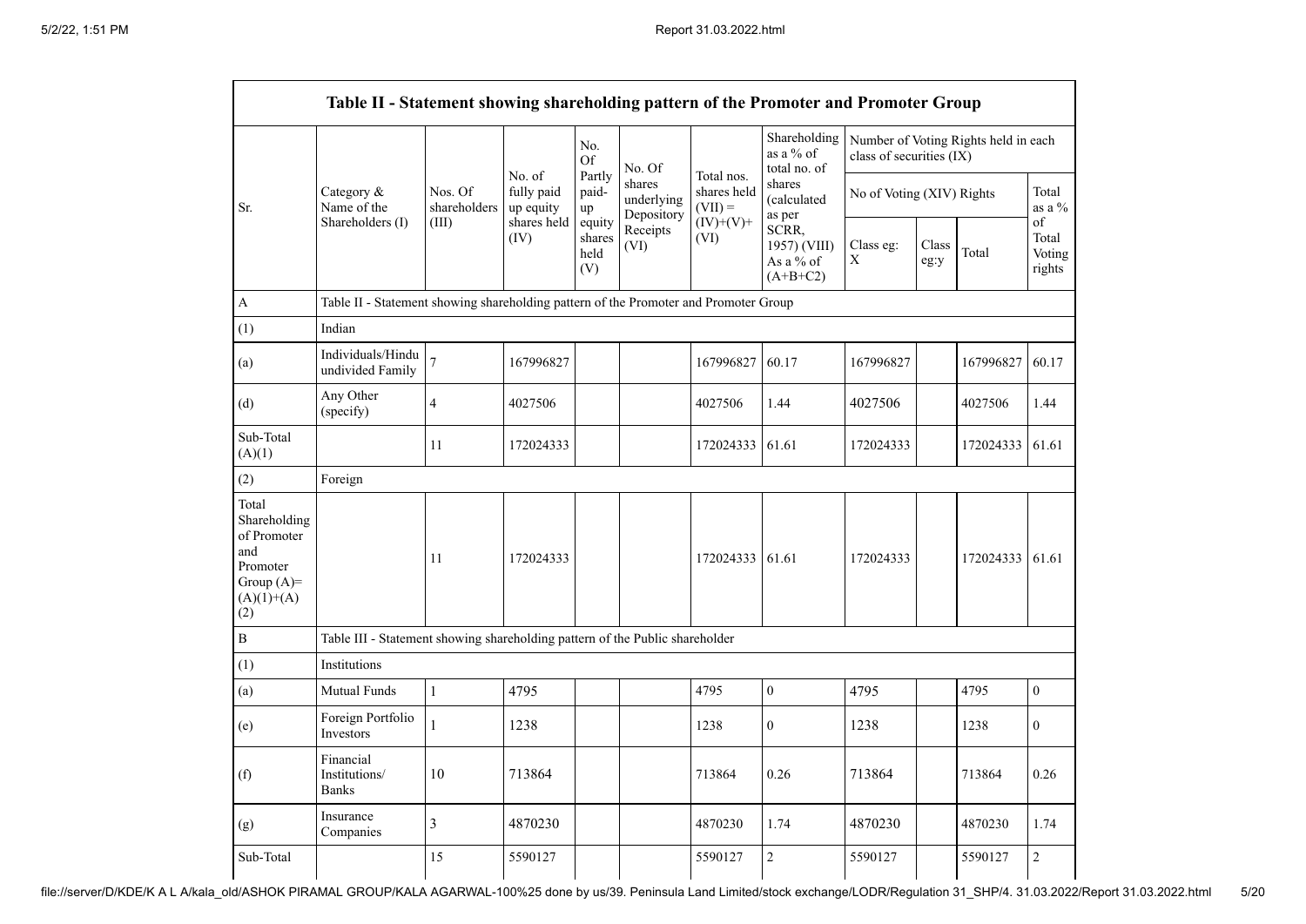| Table II - Statement showing shareholding pattern of the Promoter and Promoter Group | | | | | | | | | | | | |
|---|---|---|---|---|---|---|---|---|---|---|---|---|
| Sr. | Category & Name of the Shareholders (I) | Nos. Of shareholders (III) | No. of fully paid up equity shares held (IV) | No. Of Partly paid-up equity shares held (V) | No. Of shares underlying Depository Receipts (VI) | Total nos. shares held (VII) = (IV)+(V)+ (VI) | Shareholding as a % of total no. of shares (calculated as per SCRR, 1957) (VIII) As a % of (A+B+C2) | Number of Voting Rights held in each class of securities (IX) | | | |
| | | | | | | | | No of Voting (XIV) Rights | | | Total as a % of Total Voting rights |
| | | | | | | | | Class eg: X | Class eg:y | Total | |
| A | Table II - Statement showing shareholding pattern of the Promoter and Promoter Group | | | | | | | | | | |
| (1) | Indian | | | | | | | | | | |
| (a) | Individuals/Hindu undivided Family | 7 | 167996827 | | | 167996827 | 60.17 | 167996827 | | 167996827 | 60.17 |
| (d) | Any Other (specify) | 4 | 4027506 | | | 4027506 | 1.44 | 4027506 | | 4027506 | 1.44 |
| Sub-Total (A)(1) | | 11 | 172024333 | | | 172024333 | 61.61 | 172024333 | | 172024333 | 61.61 |
| (2) | Foreign | | | | | | | | | | |
| Total Shareholding of Promoter and Promoter Group (A)= (A)(1)+(A)(2) | | 11 | 172024333 | | | 172024333 | 61.61 | 172024333 | | 172024333 | 61.61 |
| B | Table III - Statement showing shareholding pattern of the Public shareholder | | | | | | | | | | |
| (1) | Institutions | | | | | | | | | | |
| (a) | Mutual Funds | 1 | 4795 | | | 4795 | 0 | 4795 | | 4795 | 0 |
| (e) | Foreign Portfolio Investors | 1 | 1238 | | | 1238 | 0 | 1238 | | 1238 | 0 |
| (f) | Financial Institutions/ Banks | 10 | 713864 | | | 713864 | 0.26 | 713864 | | 713864 | 0.26 |
| (g) | Insurance Companies | 3 | 4870230 | | | 4870230 | 1.74 | 4870230 | | 4870230 | 1.74 |
| Sub-Total | | 15 | 5590127 | | | 5590127 | 2 | 5590127 | | 5590127 | 2 |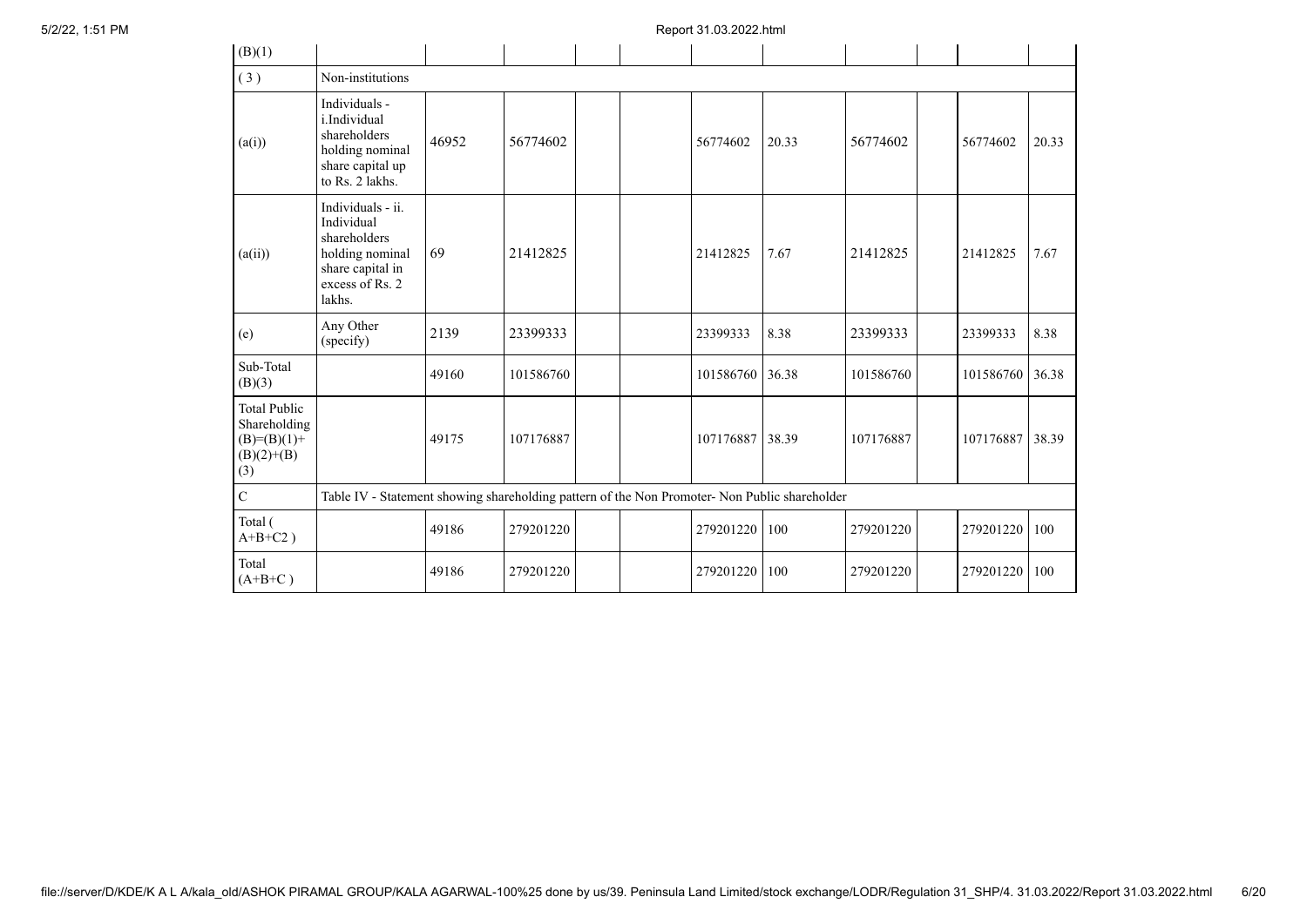| (B)(1) | | | | | | | | | | | |
|---|---|---|---|---|---|---|---|---|---|---|---|
| (3) | Non-institutions | | | | | | | | | | |
| (a(i)) | Individuals - i.Individual shareholders holding nominal share capital up to Rs. 2 lakhs. | 46952 | 56774602 | | | 56774602 | 20.33 | 56774602 | | 56774602 | 20.33 |
| (a(ii)) | Individuals - ii. Individual shareholders holding nominal share capital in excess of Rs. 2 lakhs. | 69 | 21412825 | | | 21412825 | 7.67 | 21412825 | | 21412825 | 7.67 |
| (e) | Any Other (specify) | 2139 | 23399333 | | | 23399333 | 8.38 | 23399333 | | 23399333 | 8.38 |
| Sub-Total (B)(3) | | 49160 | 101586760 | | | 101586760 | 36.38 | 101586760 | | 101586760 | 36.38 |
| Total Public Shareholding (B)=(B)(1)+(B)(2)+(B)(3) | | 49175 | 107176887 | | | 107176887 | 38.39 | 107176887 | | 107176887 | 38.39 |
| C | Table IV - Statement showing shareholding pattern of the Non Promoter- Non Public shareholder | | | | | | | | | | |
| Total ( A+B+C2 ) | | 49186 | 279201220 | | | 279201220 | 100 | 279201220 | | 279201220 | 100 |
| Total (A+B+C ) | | 49186 | 279201220 | | | 279201220 | 100 | 279201220 | | 279201220 | 100 |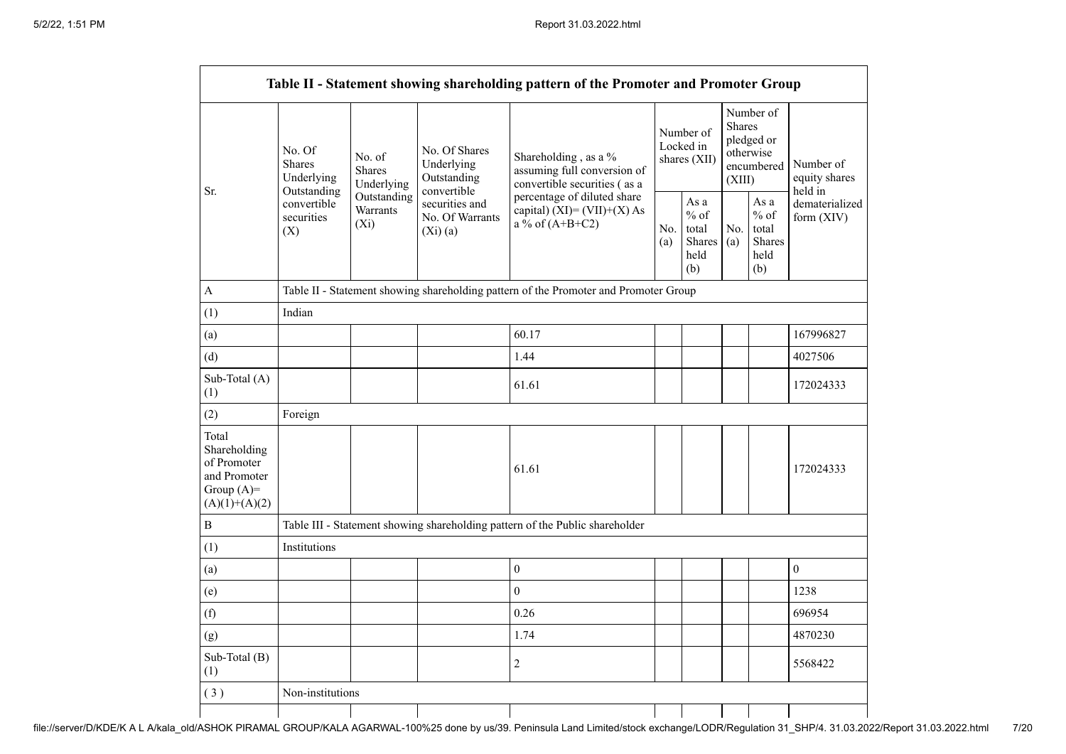| Table II - Statement showing shareholding pattern of the Promoter and Promoter Group | | | | | | | | | |
|---|---|---|---|---|---|---|---|---|---|
| Sr. | No. Of Shares Underlying Outstanding convertible securities (X) | No. of Shares Underlying Outstanding Warrants (Xi) | No. Of Shares Underlying Outstanding convertible securities and No. Of Warrants (Xi) (a) | Shareholding , as a % assuming full conversion of convertible securities ( as a percentage of diluted share capital) (XI)= (VII)+(X) As a % of (A+B+C2) | Number of Locked in shares (XII) | | Number of Shares pledged or otherwise encumbered (XIII) | | Number of equity shares held in dematerialized form (XIV) |
| | | | | | No. (a) | As a % of total Shares held (b) | No. (a) | As a % of total Shares held (b) | |
| A | Table II - Statement showing shareholding pattern of the Promoter and Promoter Group | | | | | | | | |
| (1) | Indian | | | | | | | | |
| (a) | | | | 60.17 | | | | | 167996827 |
| (d) | | | | 1.44 | | | | | 4027506 |
| Sub-Total (A) (1) | | | | 61.61 | | | | | 172024333 |
| (2) | Foreign | | | | | | | | |
| Total Shareholding of Promoter and Promoter Group (A)= (A)(1)+(A)(2) | | | | 61.61 | | | | | 172024333 |
| B | Table III - Statement showing shareholding pattern of the Public shareholder | | | | | | | | |
| (1) | Institutions | | | | | | | | |
| (a) | | | | 0 | | | | | 0 |
| (e) | | | | 0 | | | | | 1238 |
| (f) | | | | 0.26 | | | | | 696954 |
| (g) | | | | 1.74 | | | | | 4870230 |
| Sub-Total (B) (1) | | | | 2 | | | | | 5568422 |
| ( 3 ) | Non-institutions | | | | | | | | |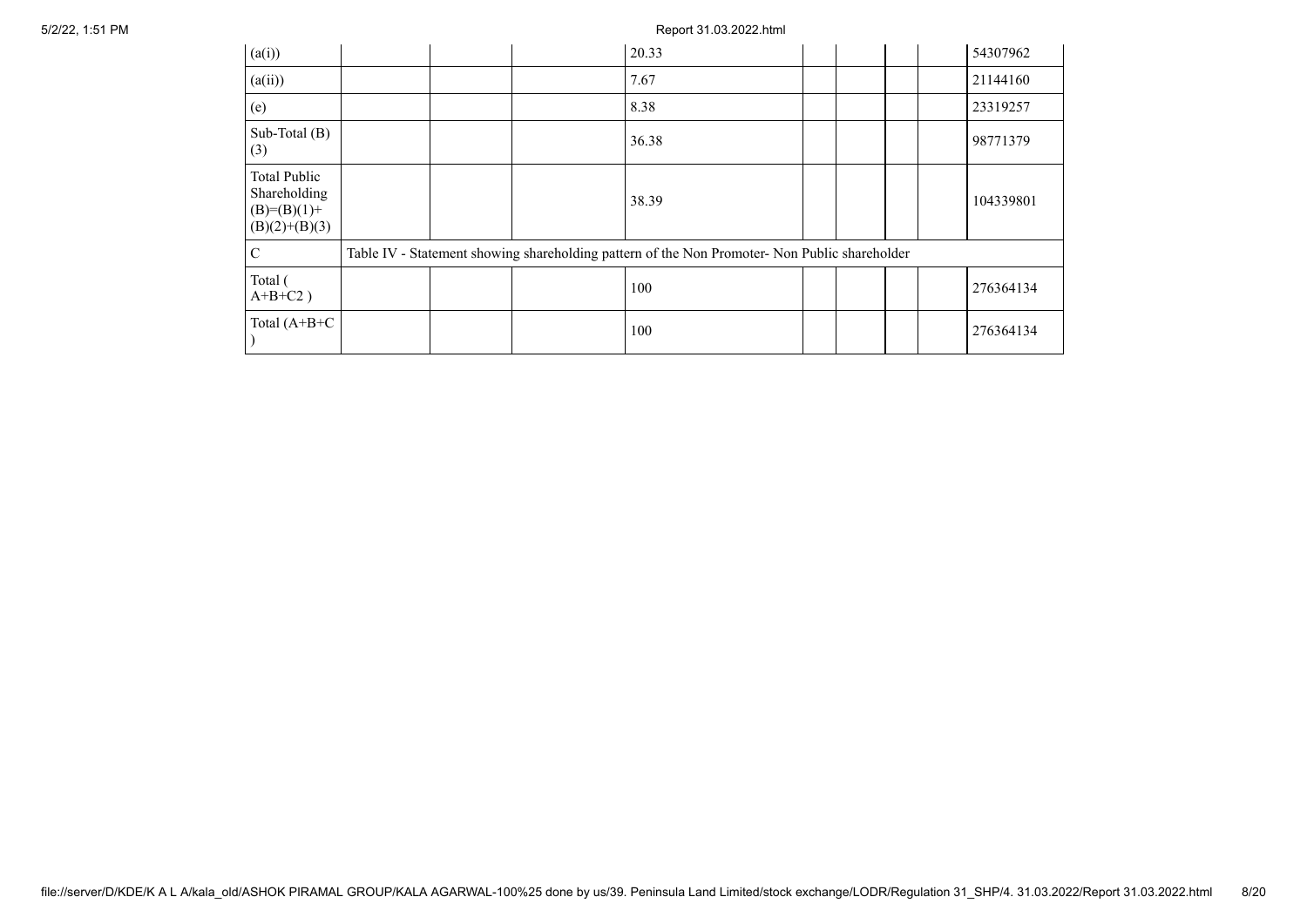| | | | | | | | | | |
|---|---|---|---|---|---|---|---|---|---|
| (a(i)) | | | | 20.33 | | | | | 54307962 |
| (a(ii)) | | | | 7.67 | | | | | 21144160 |
| (e) | | | | 8.38 | | | | | 23319257 |
| Sub-Total (B)(3) | | | | 36.38 | | | | | 98771379 |
| Total Public Shareholding (B)=(B)(1)+(B)(2)+(B)(3) | | | | 38.39 | | | | | 104339801 |
| C | Table IV - Statement showing shareholding pattern of the Non Promoter- Non Public shareholder | | | | | | | | |
| Total ( A+B+C2 ) | | | | 100 | | | | | 276364134 |
| Total (A+B+C ) | | | | 100 | | | | | 276364134 |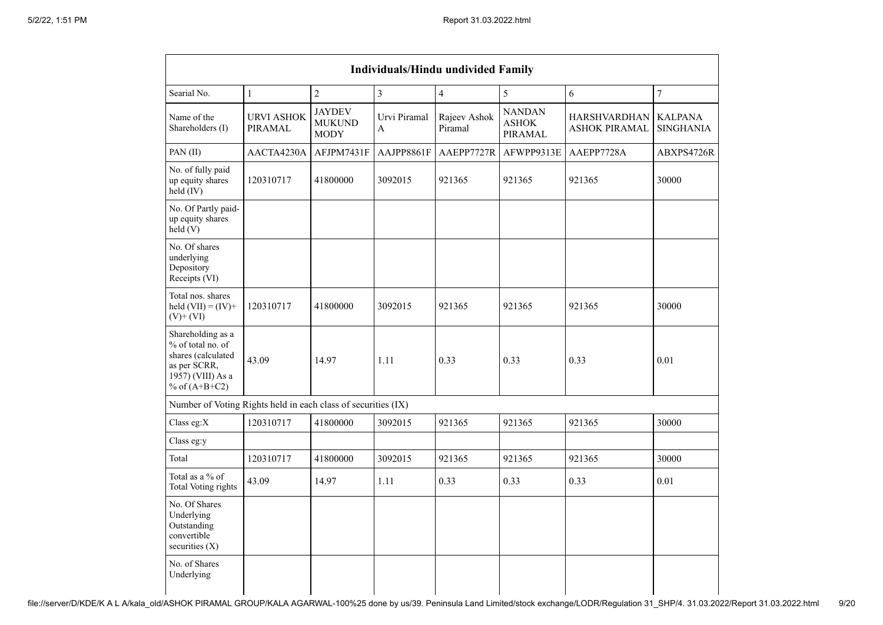| Individuals/Hindu undivided Family | | | | | | | |
|---|---|---|---|---|---|---|---|
| Searial No. | 1 | 2 | 3 | 4 | 5 | 6 | 7 |
| Name of the Shareholders (I) | URVI ASHOK PIRAMAL | JAYDEV MUKUND MODY | Urvi Piramal A | Rajeev Ashok Piramal | NANDAN ASHOK PIRAMAL | HARSHVARDHAN ASHOK PIRAMAL | KALPANA SINGHANIA |
| PAN (II) | AACTA4230A | AFJPM7431F | AAJPP8861F | AAEPP7727R | AFWPP9313E | AAEPP7728A | ABXPS4726R |
| No. of fully paid up equity shares held (IV) | 120310717 | 41800000 | 3092015 | 921365 | 921365 | 921365 | 30000 |
| No. Of Partly paid-up equity shares held (V) | | | | | | | |
| No. Of shares underlying Depository Receipts (VI) | | | | | | | |
| Total nos. shares held (VII) = (IV)+ (V)+ (VI) | 120310717 | 41800000 | 3092015 | 921365 | 921365 | 921365 | 30000 |
| Shareholding as a % of total no. of shares (calculated as per SCRR, 1957) (VIII) As a % of (A+B+C2) | 43.09 | 14.97 | 1.11 | 0.33 | 0.33 | 0.33 | 0.01 |
| Number of Voting Rights held in each class of securities (IX) | | | | | | | |
| Class eg:X | 120310717 | 41800000 | 3092015 | 921365 | 921365 | 921365 | 30000 |
| Class eg:y | | | | | | | |
| Total | 120310717 | 41800000 | 3092015 | 921365 | 921365 | 921365 | 30000 |
| Total as a % of Total Voting rights | 43.09 | 14.97 | 1.11 | 0.33 | 0.33 | 0.33 | 0.01 |
| No. Of Shares Underlying Outstanding convertible securities (X) | | | | | | | |
| No. of Shares Underlying | | | | | | | |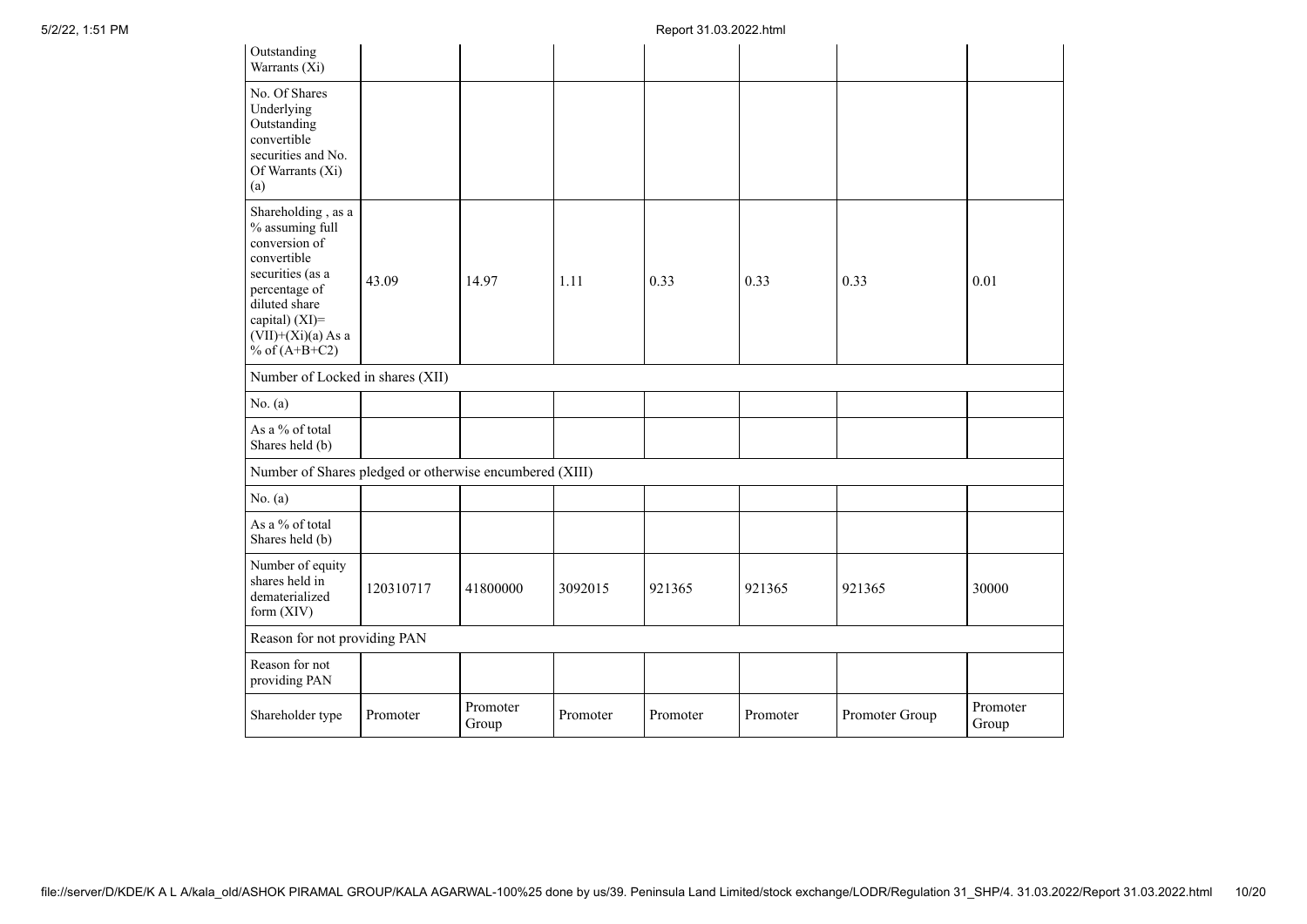| Outstanding Warrants (Xi) | | | | | | | |
|---|---|---|---|---|---|---|---|
| No. Of Shares Underlying Outstanding convertible securities and No. Of Warrants (Xi) (a) | | | | | | | |
| Shareholding , as a % assuming full conversion of convertible securities (as a percentage of diluted share capital) (XI)= (VII)+(Xi)(a) As a % of (A+B+C2) | 43.09 | 14.97 | 1.11 | 0.33 | 0.33 | 0.33 | 0.01 |
| Number of Locked in shares (XII) | | | | | | | |
| No. (a) | | | | | | | |
| As a % of total Shares held (b) | | | | | | | |
| Number of Shares pledged or otherwise encumbered (XIII) | | | | | | | |
| No. (a) | | | | | | | |
| As a % of total Shares held (b) | | | | | | | |
| Number of equity shares held in dematerialized form (XIV) | 120310717 | 41800000 | 3092015 | 921365 | 921365 | 921365 | 30000 |
| Reason for not providing PAN | | | | | | | |
| Reason for not providing PAN | | | | | | | |
| Shareholder type | Promoter | Promoter Group | Promoter | Promoter | Promoter | Promoter Group | Promoter Group |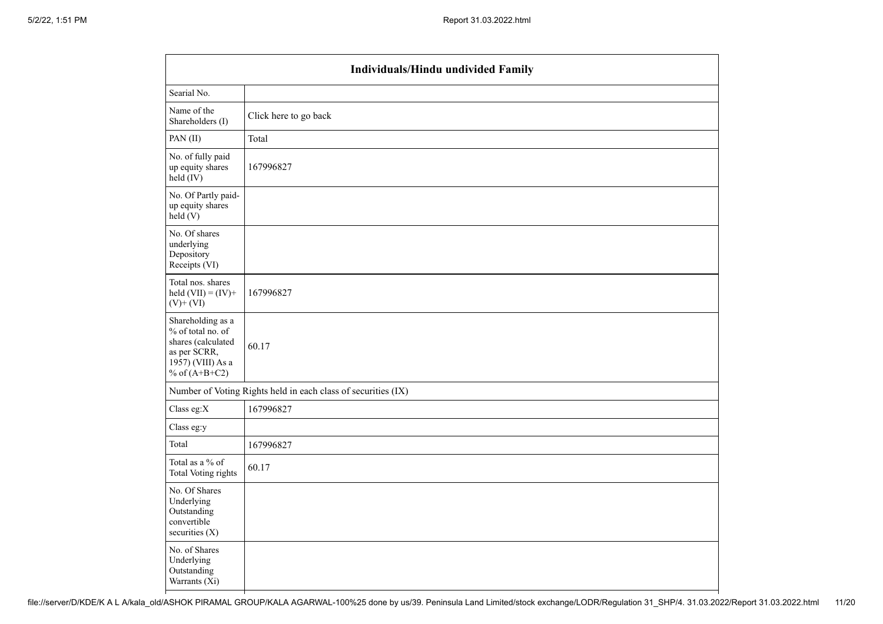| Individuals/Hindu undivided Family | |
|---|---|
| Searial No. | |
| Name of the Shareholders (I) | Click here to go back |
| PAN (II) | Total |
| No. of fully paid up equity shares held (IV) | 167996827 |
| No. Of Partly paid-up equity shares held (V) | |
| No. Of shares underlying Depository Receipts (VI) | |
| Total nos. shares held (VII) = (IV)+ (V)+ (VI) | 167996827 |
| Shareholding as a % of total no. of shares (calculated as per SCRR, 1957) (VIII) As a % of (A+B+C2) | 60.17 |
| Number of Voting Rights held in each class of securities (IX) | |
| Class eg:X | 167996827 |
| Class eg:y | |
| Total | 167996827 |
| Total as a % of Total Voting rights | 60.17 |
| No. Of Shares Underlying Outstanding convertible securities (X) | |
| No. of Shares Underlying Outstanding Warrants (Xi) | |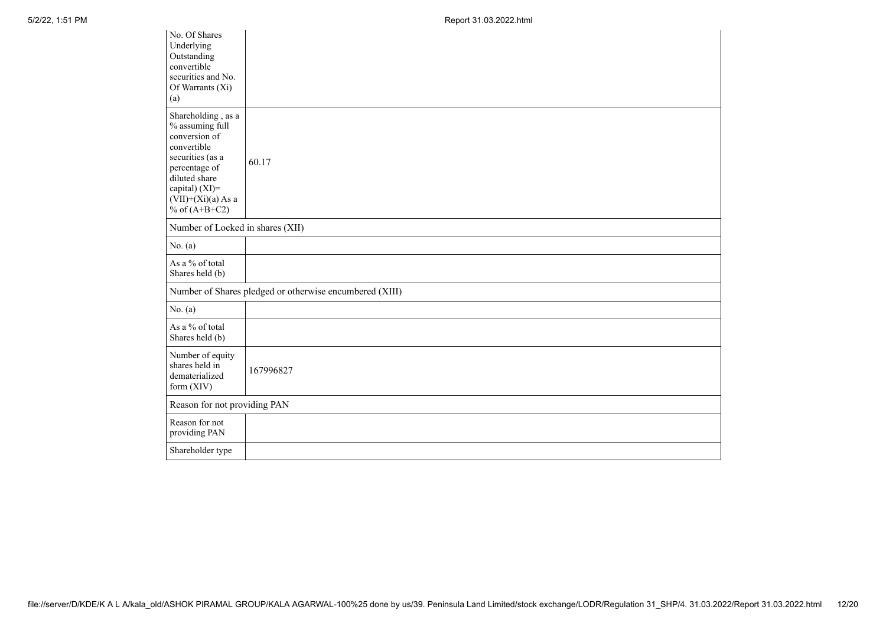| | |
|---|---|
| No. Of Shares Underlying Outstanding convertible securities and No. Of Warrants (Xi) (a) | |
| Shareholding , as a % assuming full conversion of convertible securities (as a percentage of diluted share capital) (XI)= (VII)+(Xi)(a) As a % of (A+B+C2) | 60.17 |
| Number of Locked in shares (XII) | |
| No. (a) | |
| As a % of total Shares held (b) | |
| Number of Shares pledged or otherwise encumbered (XIII) | |
| No. (a) | |
| As a % of total Shares held (b) | |
| Number of equity shares held in dematerialized form (XIV) | 167996827 |
| Reason for not providing PAN | |
| Reason for not providing PAN | |
| Shareholder type | |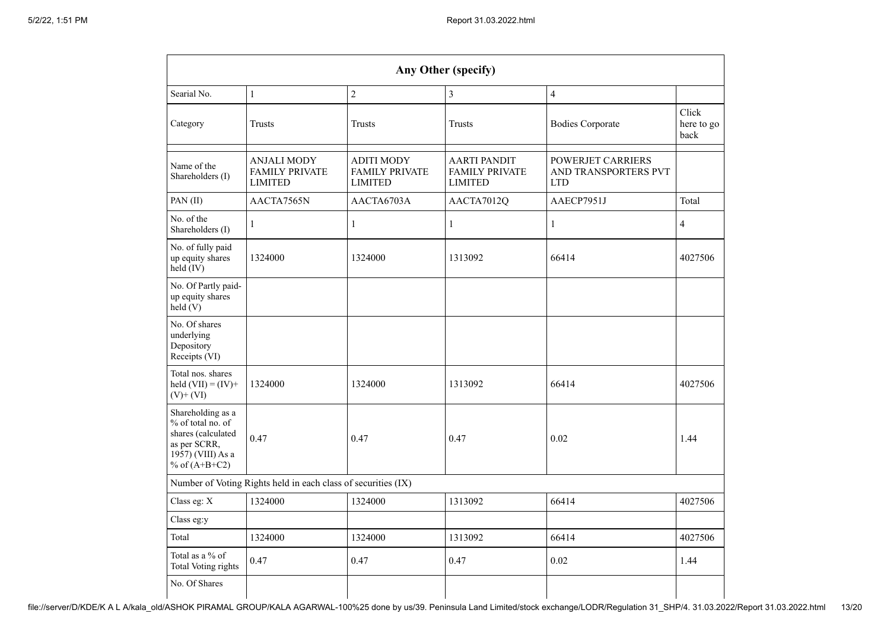| Any Other (specify) | | | | | |
|---|---|---|---|---|---|
| Searial No. | 1 | 2 | 3 | 4 | |
| Category | Trusts | Trusts | Trusts | Bodies Corporate | Click here to go back |
| | | | | | |
| Name of the Shareholders (I) | ANJALI MODY FAMILY PRIVATE LIMITED | ADITI MODY FAMILY PRIVATE LIMITED | AARTI PANDIT FAMILY PRIVATE LIMITED | POWERJET CARRIERS AND TRANSPORTERS PVT LTD | |
| PAN (II) | AACTA7565N | AACTA6703A | AACTA7012Q | AAECP7951J | Total |
| No. of the Shareholders (I) | 1 | 1 | 1 | 1 | 4 |
| No. of fully paid up equity shares held (IV) | 1324000 | 1324000 | 1313092 | 66414 | 4027506 |
| No. Of Partly paid-up equity shares held (V) | | | | | |
| No. Of shares underlying Depository Receipts (VI) | | | | | |
| Total nos. shares held (VII) = (IV)+ (V)+ (VI) | 1324000 | 1324000 | 1313092 | 66414 | 4027506 |
| Shareholding as a % of total no. of shares (calculated as per SCRR, 1957) (VIII) As a % of (A+B+C2) | 0.47 | 0.47 | 0.47 | 0.02 | 1.44 |
| Number of Voting Rights held in each class of securities (IX) | | | | | |
| Class eg: X | 1324000 | 1324000 | 1313092 | 66414 | 4027506 |
| Class eg:y | | | | | |
| Total | 1324000 | 1324000 | 1313092 | 66414 | 4027506 |
| Total as a % of Total Voting rights | 0.47 | 0.47 | 0.47 | 0.02 | 1.44 |
| No. Of Shares | | | | | |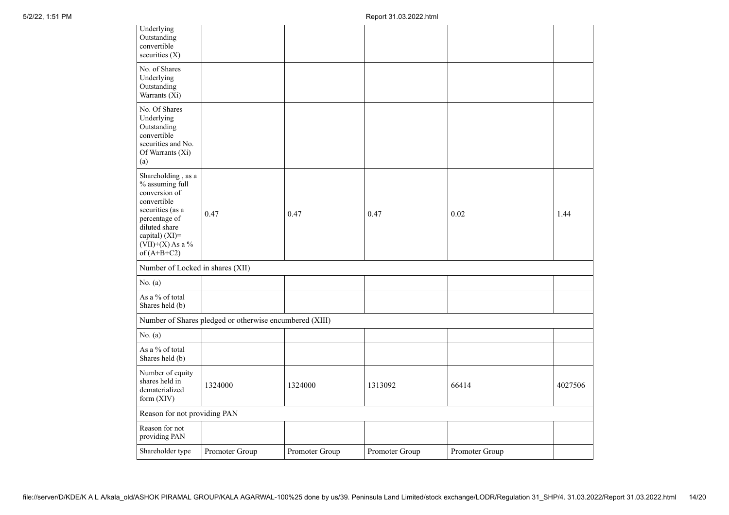| | | | | | |
|---|---|---|---|---|---|
| Underlying Outstanding convertible securities (X) | | | | | |
| No. of Shares Underlying Outstanding Warrants (Xi) | | | | | |
| No. Of Shares Underlying Outstanding convertible securities and No. Of Warrants (Xi) (a) | | | | | |
| Shareholding , as a % assuming full conversion of convertible securities (as a percentage of diluted share capital) (XI)= (VII)+(X) As a % of (A+B+C2) | 0.47 | 0.47 | 0.47 | 0.02 | 1.44 |
| Number of Locked in shares (XII) | | | | | |
| No. (a) | | | | | |
| As a % of total Shares held (b) | | | | | |
| Number of Shares pledged or otherwise encumbered (XIII) | | | | | |
| No. (a) | | | | | |
| As a % of total Shares held (b) | | | | | |
| Number of equity shares held in dematerialized form (XIV) | 1324000 | 1324000 | 1313092 | 66414 | 4027506 |
| Reason for not providing PAN | | | | | |
| Reason for not providing PAN | | | | | |
| Shareholder type | Promoter Group | Promoter Group | Promoter Group | Promoter Group | |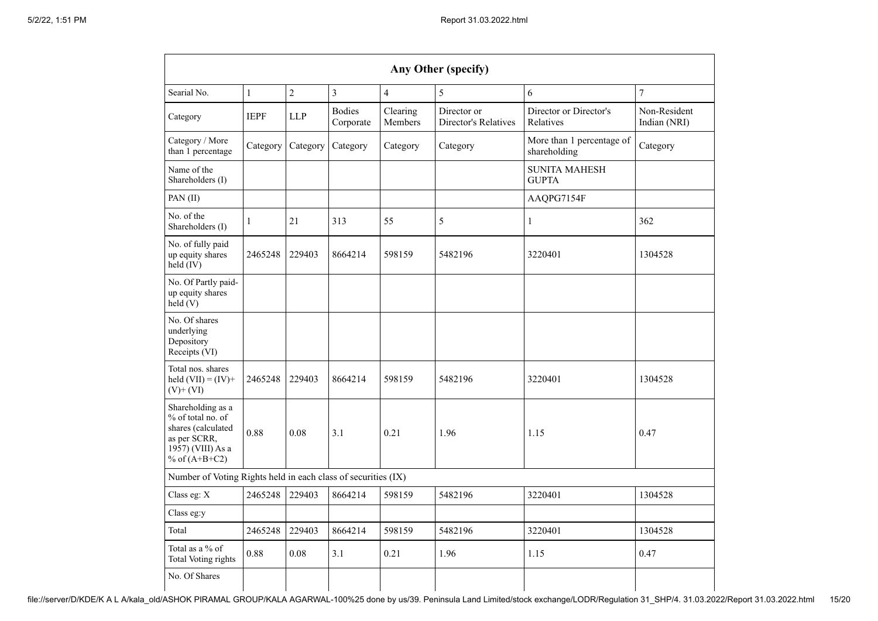| Any Other (specify) | | | | | | | |
|---|---|---|---|---|---|---|---|
| Searial No. | 1 | 2 | 3 | 4 | 5 | 6 | 7 |
| Category | IEPF | LLP | Bodies Corporate | Clearing Members | Director or Director's Relatives | Director or Director's Relatives | Non-Resident Indian (NRI) |
| Category / More than 1 percentage | Category | Category | Category | Category | Category | More than 1 percentage of shareholding | Category |
| Name of the Shareholders (I) | | | | | | SUNITA MAHESH GUPTA | |
| PAN (II) | | | | | | AAQPG7154F | |
| No. of the Shareholders (I) | 1 | 21 | 313 | 55 | 5 | 1 | 362 |
| No. of fully paid up equity shares held (IV) | 2465248 | 229403 | 8664214 | 598159 | 5482196 | 3220401 | 1304528 |
| No. Of Partly paid-up equity shares held (V) | | | | | | | |
| No. Of shares underlying Depository Receipts (VI) | | | | | | | |
| Total nos. shares held (VII) = (IV)+ (V)+ (VI) | 2465248 | 229403 | 8664214 | 598159 | 5482196 | 3220401 | 1304528 |
| Shareholding as a % of total no. of shares (calculated as per SCRR, 1957) (VIII) As a % of (A+B+C2) | 0.88 | 0.08 | 3.1 | 0.21 | 1.96 | 1.15 | 0.47 |
| Number of Voting Rights held in each class of securities (IX) | | | | | | | |
| Class eg: X | 2465248 | 229403 | 8664214 | 598159 | 5482196 | 3220401 | 1304528 |
| Class eg:y | | | | | | | |
| Total | 2465248 | 229403 | 8664214 | 598159 | 5482196 | 3220401 | 1304528 |
| Total as a % of Total Voting rights | 0.88 | 0.08 | 3.1 | 0.21 | 1.96 | 1.15 | 0.47 |
| No. Of Shares | | | | | | | |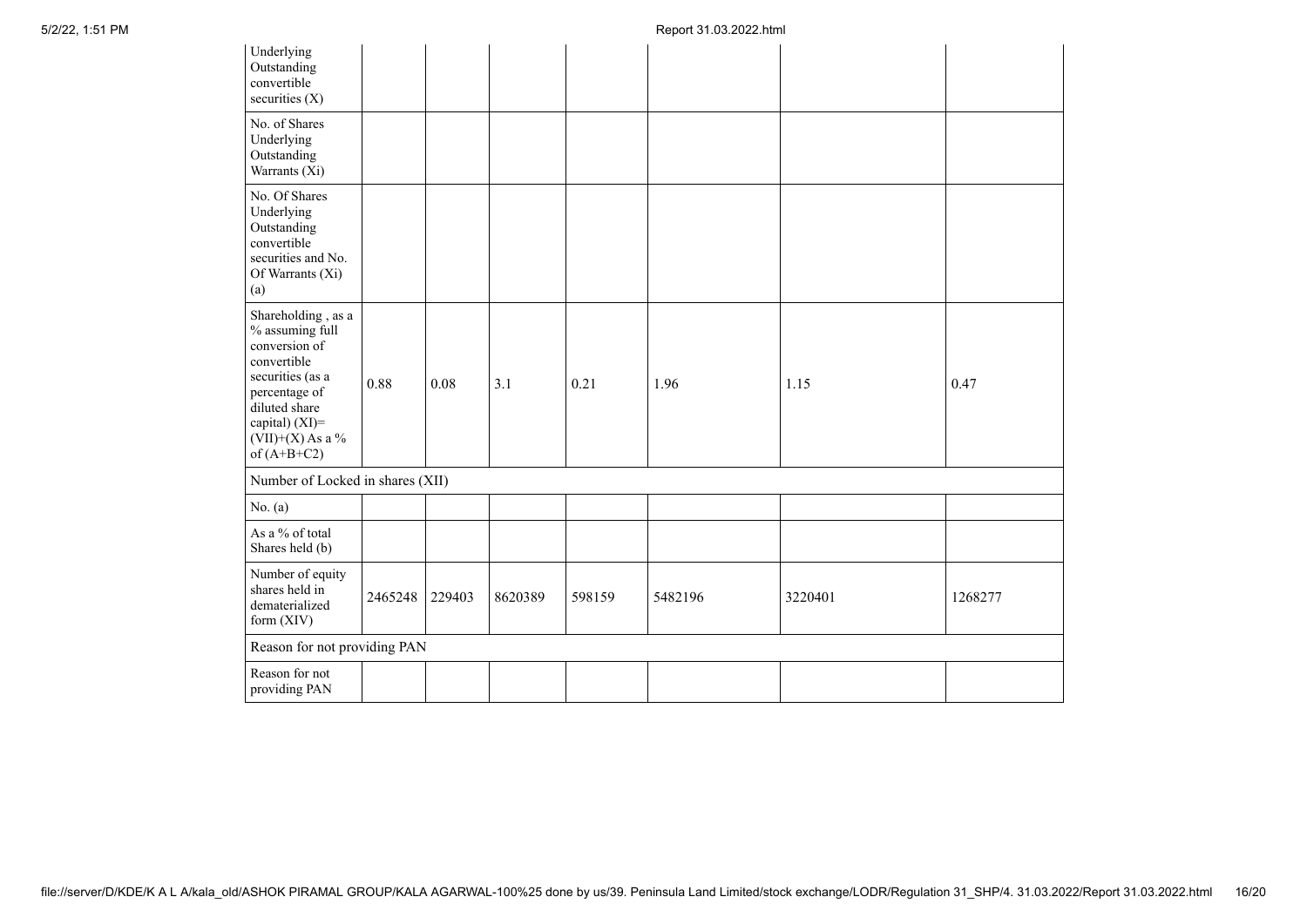| Underlying Outstanding convertible securities (X) | | | | | | | |
|---|---|---|---|---|---|---|---|
| No. of Shares Underlying Outstanding Warrants (Xi) | | | | | | | |
| No. Of Shares Underlying Outstanding convertible securities and No. Of Warrants (Xi) (a) | | | | | | | |
| Shareholding , as a % assuming full conversion of convertible securities (as a percentage of diluted share capital) (XI)= (VII)+(X) As a % of (A+B+C2) | 0.88 | 0.08 | 3.1 | 0.21 | 1.96 | 1.15 | 0.47 |
| Number of Locked in shares (XII) | | | | | | | |
| No. (a) | | | | | | | |
| As a % of total Shares held (b) | | | | | | | |
| Number of equity shares held in dematerialized form (XIV) | 2465248 | 229403 | 8620389 | 598159 | 5482196 | 3220401 | 1268277 |
| Reason for not providing PAN | | | | | | | |
| Reason for not providing PAN | | | | | | | |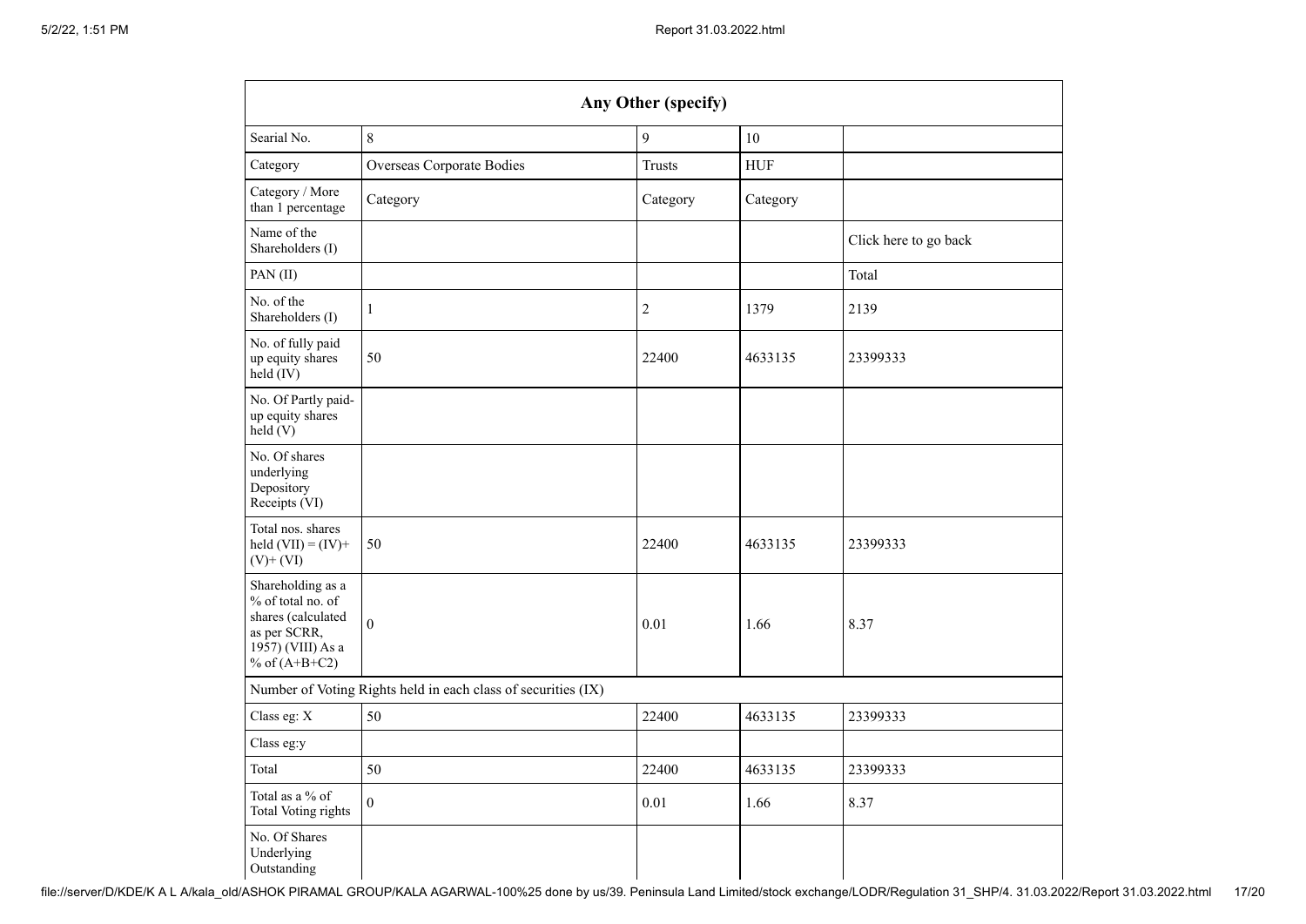| Any Other (specify) | | | | |
|---|---|---|---|---|
| Searial No. | 8 | 9 | 10 | |
| Category | Overseas Corporate Bodies | Trusts | HUF | |
| Category / More than 1 percentage | Category | Category | Category | |
| Name of the Shareholders (I) | | | | Click here to go back |
| PAN (II) | | | | Total |
| No. of the Shareholders (I) | 1 | 2 | 1379 | 2139 |
| No. of fully paid up equity shares held (IV) | 50 | 22400 | 4633135 | 23399333 |
| No. Of Partly paid-up equity shares held (V) | | | | |
| No. Of shares underlying Depository Receipts (VI) | | | | |
| Total nos. shares held (VII) = (IV)+ (V)+ (VI) | 50 | 22400 | 4633135 | 23399333 |
| Shareholding as a % of total no. of shares (calculated as per SCRR, 1957) (VIII) As a % of (A+B+C2) | 0 | 0.01 | 1.66 | 8.37 |
| Number of Voting Rights held in each class of securities (IX) | | | | |
| Class eg: X | 50 | 22400 | 4633135 | 23399333 |
| Class eg:y | | | | |
| Total | 50 | 22400 | 4633135 | 23399333 |
| Total as a % of Total Voting rights | 0 | 0.01 | 1.66 | 8.37 |
| No. Of Shares Underlying Outstanding | | | | |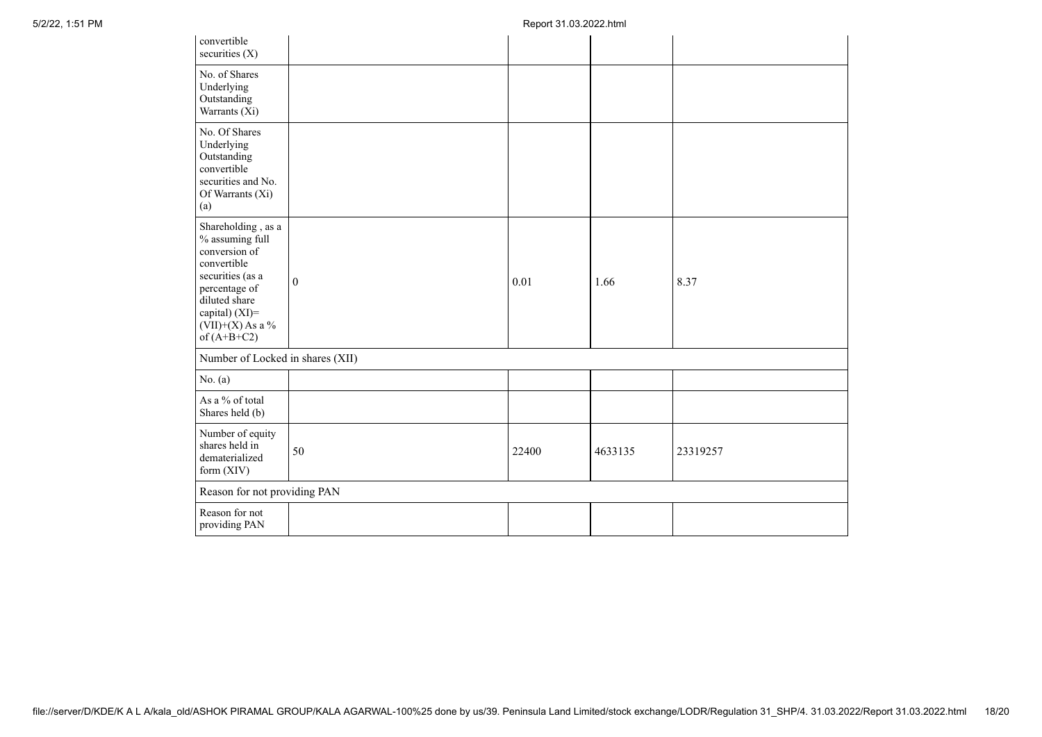| | | | | |
|---|---|---|---|---|
| convertible securities (X) | | | | |
| No. of Shares Underlying Outstanding Warrants (Xi) | | | | |
| No. Of Shares Underlying Outstanding convertible securities and No. Of Warrants (Xi) (a) | | | | |
| Shareholding , as a % assuming full conversion of convertible securities (as a percentage of diluted share capital) (XI)= (VII)+(X) As a % of (A+B+C2) | 0 | 0.01 | 1.66 | 8.37 |
| Number of Locked in shares (XII) | | | | |
| No. (a) | | | | |
| As a % of total Shares held (b) | | | | |
| Number of equity shares held in dematerialized form (XIV) | 50 | 22400 | 4633135 | 23319257 |
| Reason for not providing PAN | | | | |
| Reason for not providing PAN | | | | |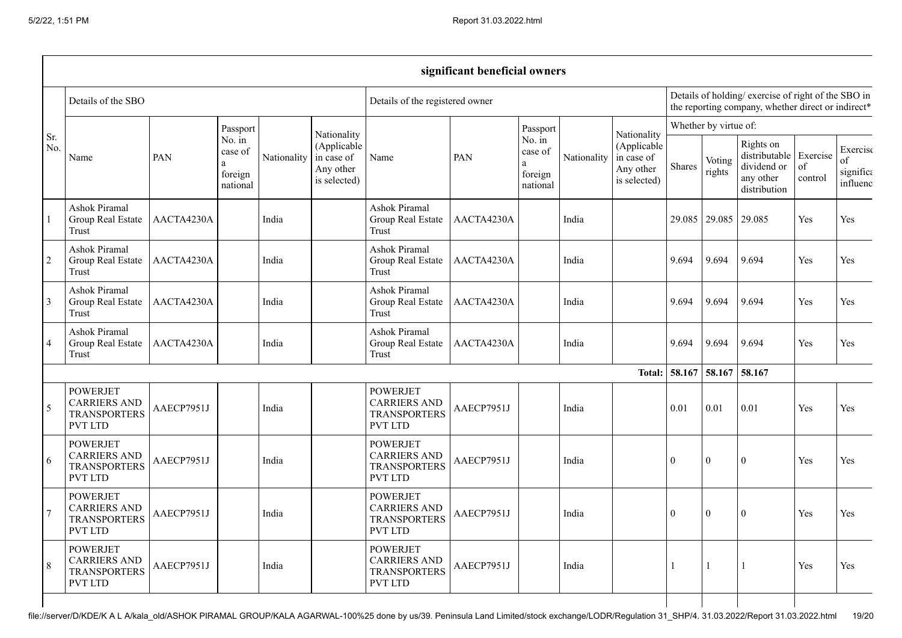| significant beneficial owners | | | | | | | | | | | | | | | |
|---|---|---|---|---|---|---|---|---|---|---|---|---|---|---|---|
| Sr. No. | Details of the SBO | | | | | Details of the registered owner | | | | | Details of holding/ exercise of right of the SBO in the reporting company, whether direct or indirect* | | | | |
| | | | | | | | | | | | Whether by virtue of: | | | | |
| | Name | PAN | Passport No. in case of a foreign national | Nationality | Nationality (Applicable in case of Any other is selected) | Name | PAN | Passport No. in case of a foreign national | Nationality | Nationality (Applicable in case of Any other is selected) | Shares | Voting rights | Rights on distributable dividend or any other distribution | Exercise of control | Exercise of significant influence |
| 1 | Ashok Piramal Group Real Estate Trust | AACTA4230A | | India | | Ashok Piramal Group Real Estate Trust | AACTA4230A | | India | | 29.085 | 29.085 | 29.085 | Yes | Yes |
| 2 | Ashok Piramal Group Real Estate Trust | AACTA4230A | | India | | Ashok Piramal Group Real Estate Trust | AACTA4230A | | India | | 9.694 | 9.694 | 9.694 | Yes | Yes |
| 3 | Ashok Piramal Group Real Estate Trust | AACTA4230A | | India | | Ashok Piramal Group Real Estate Trust | AACTA4230A | | India | | 9.694 | 9.694 | 9.694 | Yes | Yes |
| 4 | Ashok Piramal Group Real Estate Trust | AACTA4230A | | India | | Ashok Piramal Group Real Estate Trust | AACTA4230A | | India | | 9.694 | 9.694 | 9.694 | Yes | Yes |
| | | | | | | | | | | **Total:** | **58.167** | **58.167** | **58.167** | | |
| 5 | POWERJET CARRIERS AND TRANSPORTERS PVT LTD | AAECP7951J | | India | | POWERJET CARRIERS AND TRANSPORTERS PVT LTD | AAECP7951J | | India | | 0.01 | 0.01 | 0.01 | Yes | Yes |
| 6 | POWERJET CARRIERS AND TRANSPORTERS PVT LTD | AAECP7951J | | India | | POWERJET CARRIERS AND TRANSPORTERS PVT LTD | AAECP7951J | | India | | 0 | 0 | 0 | Yes | Yes |
| 7 | POWERJET CARRIERS AND TRANSPORTERS PVT LTD | AAECP7951J | | India | | POWERJET CARRIERS AND TRANSPORTERS PVT LTD | AAECP7951J | | India | | 0 | 0 | 0 | Yes | Yes |
| 8 | POWERJET CARRIERS AND TRANSPORTERS PVT LTD | AAECP7951J | | India | | POWERJET CARRIERS AND TRANSPORTERS PVT LTD | AAECP7951J | | India | | 1 | 1 | 1 | Yes | Yes |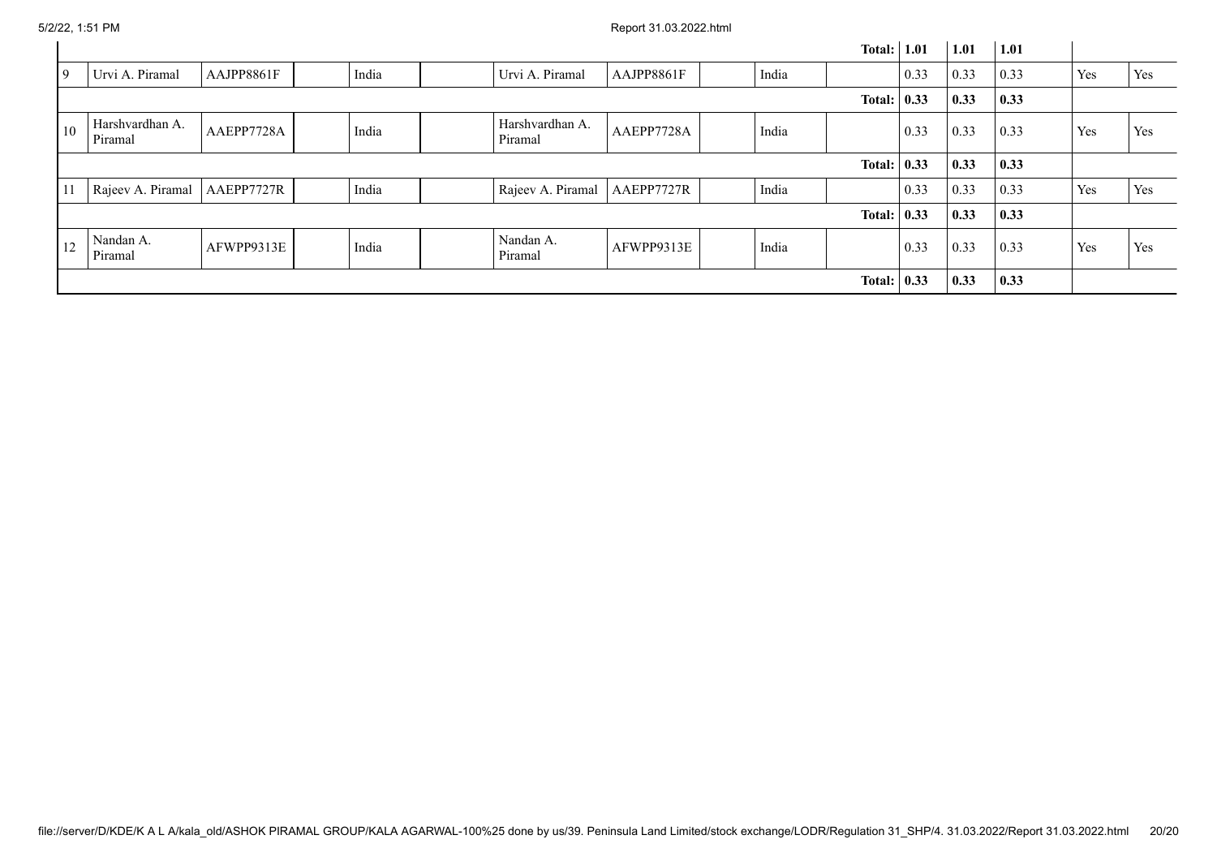| | | | | | | | | | | | | | | | |
|---|---|---|---|---|---|---|---|---|---|---|---|---|---|---|---|
| | | | | | | | | | | Total: | 1.01 | 1.01 | 1.01 | | |
| 9 | Urvi A. Piramal | AAJPP8861F | | India | | Urvi A. Piramal | AAJPP8861F | | India | | 0.33 | 0.33 | 0.33 | Yes | Yes |
| | | | | | | | | | | Total: | 0.33 | 0.33 | 0.33 | | |
| 10 | Harshvardhan A. Piramal | AAEPP7728A | | India | | Harshvardhan A. Piramal | AAEPP7728A | | India | | 0.33 | 0.33 | 0.33 | Yes | Yes |
| | | | | | | | | | | Total: | 0.33 | 0.33 | 0.33 | | |
| 11 | Rajeev A. Piramal | AAEPP7727R | | India | | Rajeev A. Piramal | AAEPP7727R | | India | | 0.33 | 0.33 | 0.33 | Yes | Yes |
| | | | | | | | | | | Total: | 0.33 | 0.33 | 0.33 | | |
| 12 | Nandan A. Piramal | AFWPP9313E | | India | | Nandan A. Piramal | AFWPP9313E | | India | | 0.33 | 0.33 | 0.33 | Yes | Yes |
| | | | | | | | | | | Total: | 0.33 | 0.33 | 0.33 | | |